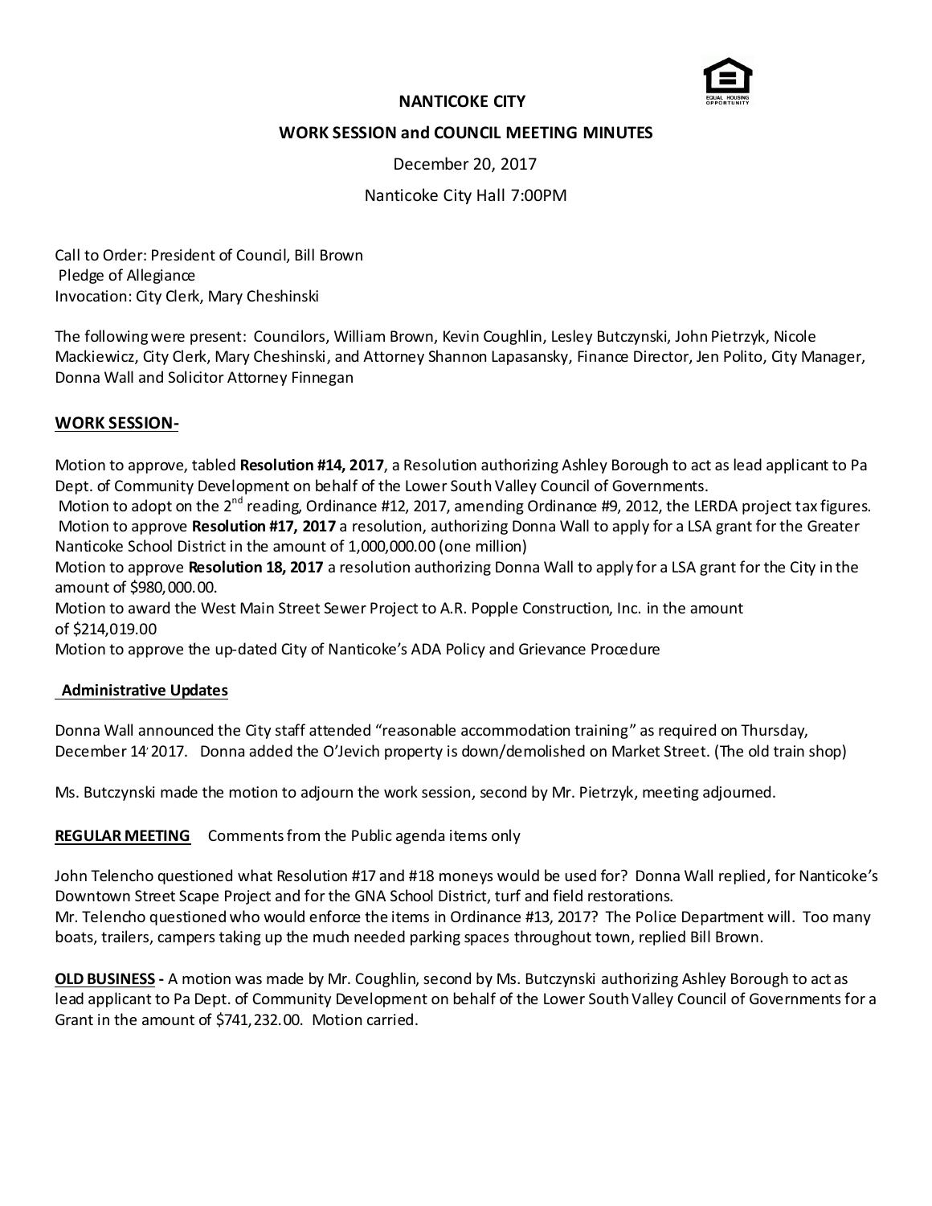**NANTICOKE CITY**

**WORK SESSION and COUNCIL MEETING MINUTES**

December 20, 2017

Nanticoke City Hall 7:00PM

Call to Order: President of Council, Bill Brown
Pledge of Allegiance
Invocation: City Clerk, Mary Cheshinski

The following were present: Councilors, William Brown, Kevin Coughlin, Lesley Butczynski, John Pietrzyk, Nicole Mackiewicz, City Clerk, Mary Cheshinski, and Attorney Shannon Lapasansky, Finance Director, Jen Polito, City Manager, Donna Wall and Solicitor Attorney Finnegan

**WORK SESSION-**

Motion to approve, tabled **Resolution #14, 2017**, a Resolution authorizing Ashley Borough to act as lead applicant to Pa Dept. of Community Development on behalf of the Lower South Valley Council of Governments.
Motion to adopt on the 2nd reading, Ordinance #12, 2017, amending Ordinance #9, 2012, the LERDA project tax figures.
Motion to approve **Resolution #17, 2017** a resolution, authorizing Donna Wall to apply for a LSA grant for the Greater Nanticoke School District in the amount of 1,000,000.00 (one million)
Motion to approve **Resolution 18, 2017** a resolution authorizing Donna Wall to apply for a LSA grant for the City in the amount of $980,000.00.
Motion to award the West Main Street Sewer Project to A.R. Popple Construction, Inc. in the amount of $214,019.00
Motion to approve the up-dated City of Nanticoke's ADA Policy and Grievance Procedure

**Administrative Updates**

Donna Wall announced the City staff attended "reasonable accommodation training" as required on Thursday, December 14, 2017. Donna added the O'Jevich property is down/demolished on Market Street. (The old train shop)

Ms. Butczynski made the motion to adjourn the work session, second by Mr. Pietrzyk, meeting adjourned.

**REGULAR MEETING** Comments from the Public agenda items only

John Telencho questioned what Resolution #17 and #18 moneys would be used for? Donna Wall replied, for Nanticoke's Downtown Street Scape Project and for the GNA School District, turf and field restorations.
Mr. Telencho questioned who would enforce the items in Ordinance #13, 2017? The Police Department will. Too many boats, trailers, campers taking up the much needed parking spaces throughout town, replied Bill Brown.

**OLD BUSINESS -** A motion was made by Mr. Coughlin, second by Ms. Butczynski authorizing Ashley Borough to act as lead applicant to Pa Dept. of Community Development on behalf of the Lower South Valley Council of Governments for a Grant in the amount of $741,232.00. Motion carried.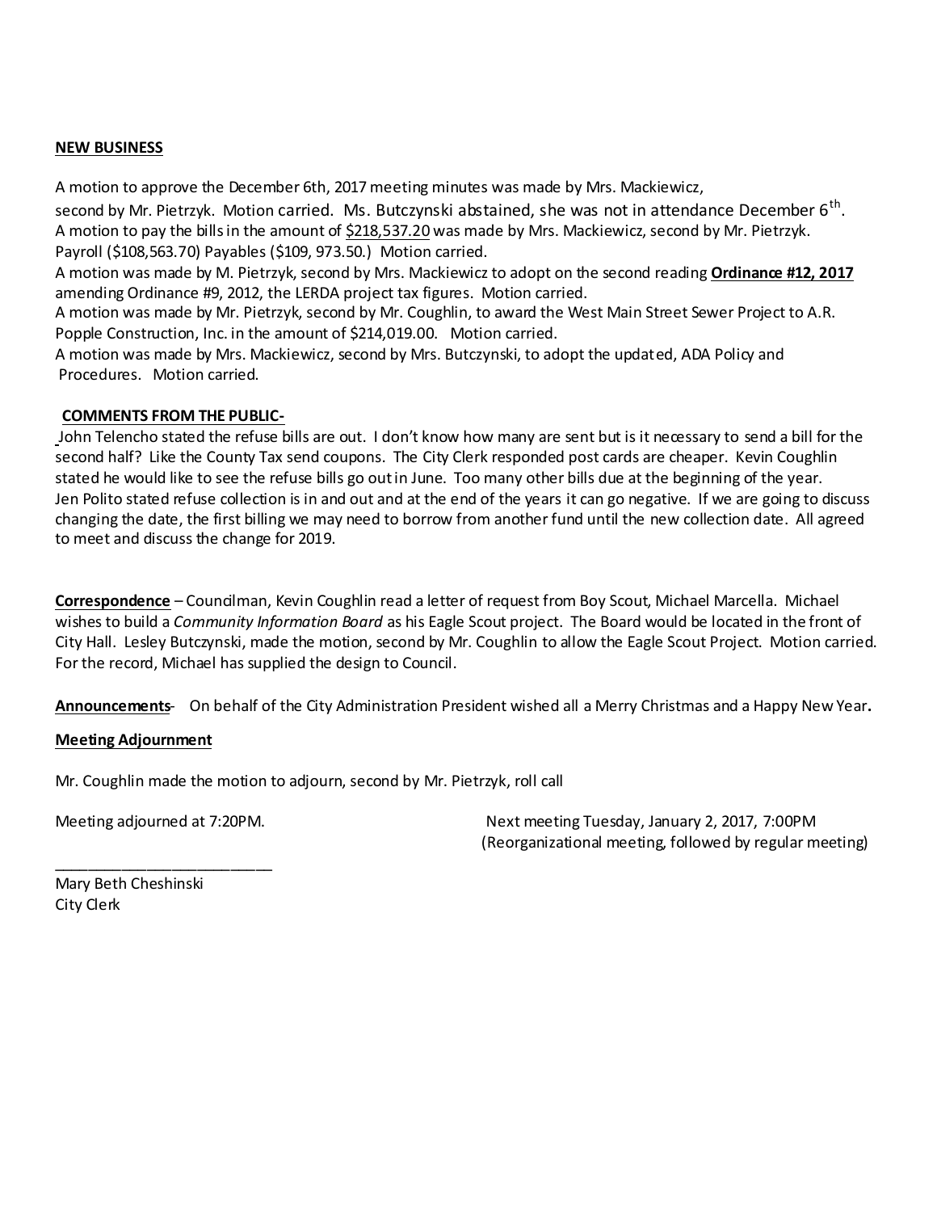**NEW BUSINESS**

A motion to approve the December 6th, 2017 meeting minutes was made by Mrs. Mackiewicz, second by Mr. Pietrzyk. Motion carried. Ms. Butczynski abstained, she was not in attendance December 6th.
A motion to pay the bills in the amount of $218,537.20 was made by Mrs. Mackiewicz, second by Mr. Pietrzyk. Payroll ($108,563.70) Payables ($109, 973.50.) Motion carried.
A motion was made by M. Pietrzyk, second by Mrs. Mackiewicz to adopt on the second reading **Ordinance #12, 2017** amending Ordinance #9, 2012, the LERDA project tax figures. Motion carried.
A motion was made by Mr. Pietrzyk, second by Mr. Coughlin, to award the West Main Street Sewer Project to A.R. Popple Construction, Inc. in the amount of $214,019.00. Motion carried.
A motion was made by Mrs. Mackiewicz, second by Mrs. Butczynski, to adopt the updated, ADA Policy and Procedures. Motion carried.

**COMMENTS FROM THE PUBLIC-**

John Telencho stated the refuse bills are out. I don't know how many are sent but is it necessary to send a bill for the second half? Like the County Tax send coupons. The City Clerk responded post cards are cheaper. Kevin Coughlin stated he would like to see the refuse bills go out in June. Too many other bills due at the beginning of the year. Jen Polito stated refuse collection is in and out and at the end of the years it can go negative. If we are going to discuss changing the date, the first billing we may need to borrow from another fund until the new collection date. All agreed to meet and discuss the change for 2019.

**Correspondence** – Councilman, Kevin Coughlin read a letter of request from Boy Scout, Michael Marcella. Michael wishes to build a *Community Information Board* as his Eagle Scout project. The Board would be located in the front of City Hall. Lesley Butczynski, made the motion, second by Mr. Coughlin to allow the Eagle Scout Project. Motion carried. For the record, Michael has supplied the design to Council.

**Announcements**- On behalf of the City Administration President wished all a Merry Christmas and a Happy New Year**.**

**Meeting Adjournment**

Mr. Coughlin made the motion to adjourn, second by Mr. Pietrzyk, roll call

Meeting adjourned at 7:20PM.

Next meeting Tuesday, January 2, 2017, 7:00PM
(Reorganizational meeting, followed by regular meeting)

\_\_\_\_\_\_\_\_\_\_\_\_\_\_\_\_\_\_\_\_\_\_\_\_\_\_
Mary Beth Cheshinski
City Clerk